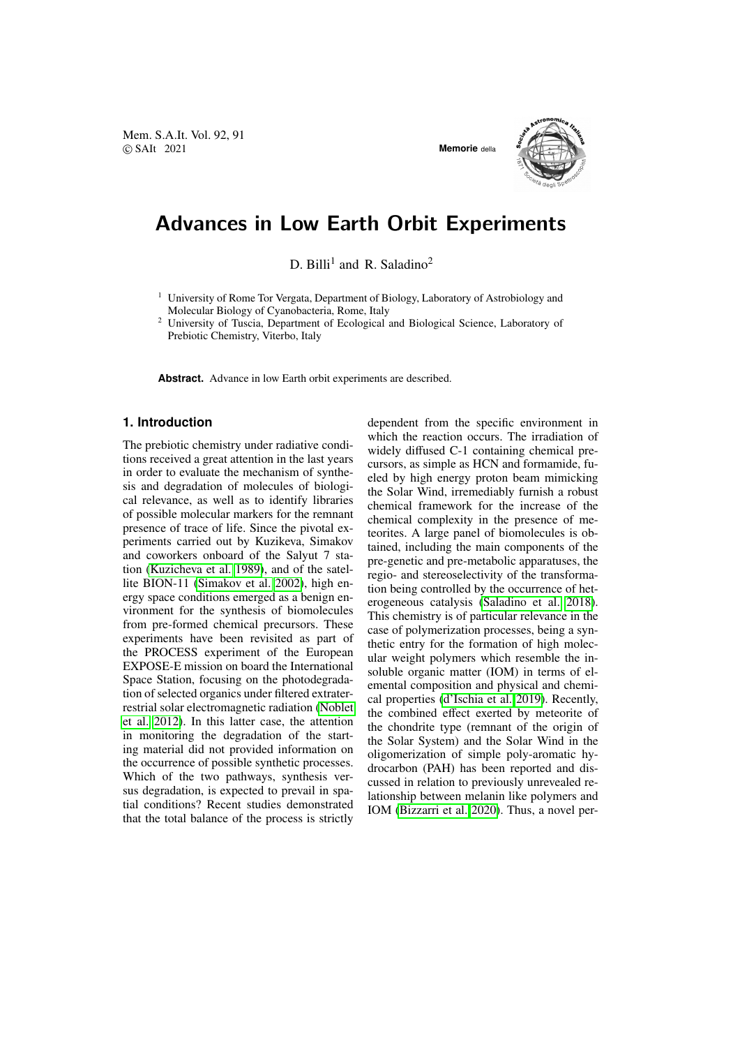# Advances in Low Earth Orbit Experiments

D. Billi[1] and R. Saladino[2]

[1] University of Rome Tor Vergata, Department of Biology, Laboratory of Astrobiology and Molecular Biology of Cyanobacteria, Rome, Italy

[2] University of Tuscia, Department of Ecological and Biological Science, Laboratory of Prebiotic Chemistry, Viterbo, Italy

**Abstract.** Advance in low Earth orbit experiments are described.

## 1. Introduction

The prebiotic chemistry under radiative conditions received a great attention in the last years in order to evaluate the mechanism of synthesis and degradation of molecules of biological relevance, as well as to identify libraries of possible molecular markers for the remnant presence of trace of life. Since the pivotal experiments carried out by Kuzikeva, Simakov and coworkers onboard of the Salyut 7 station (Kuzicheva et al. 1989), and of the satellite BION-11 (Simakov et al. 2002), high energy space conditions emerged as a benign environment for the synthesis of biomolecules from pre-formed chemical precursors. These experiments have been revisited as part of the PROCESS experiment of the European EXPOSE-E mission on board the International Space Station, focusing on the photodegradation of selected organics under filtered extraterrestrial solar electromagnetic radiation (Noblet et al. 2012). In this latter case, the attention in monitoring the degradation of the starting material did not provided information on the occurrence of possible synthetic processes. Which of the two pathways, synthesis versus degradation, is expected to prevail in spatial conditions? Recent studies demonstrated that the total balance of the process is strictly dependent from the specific environment in which the reaction occurs. The irradiation of widely diffused C-1 containing chemical precursors, as simple as HCN and formamide, fueled by high energy proton beam mimicking the Solar Wind, irremediably furnish a robust chemical framework for the increase of the chemical complexity in the presence of meteorites. A large panel of biomolecules is obtained, including the main components of the pre-genetic and pre-metabolic apparatuses, the regio- and stereoselectivity of the transformation being controlled by the occurrence of heterogeneous catalysis (Saladino et al. 2018). This chemistry is of particular relevance in the case of polymerization processes, being a synthetic entry for the formation of high molecular weight polymers which resemble the insoluble organic matter (IOM) in terms of elemental composition and physical and chemical properties (d'Ischia et al. 2019). Recently, the combined effect exerted by meteorite of the chondrite type (remnant of the origin of the Solar System) and the Solar Wind in the oligomerization of simple poly-aromatic hydrocarbon (PAH) has been reported and discussed in relation to previously unrevealed relationship between melanin like polymers and IOM (Bizzarri et al. 2020). Thus, a novel per-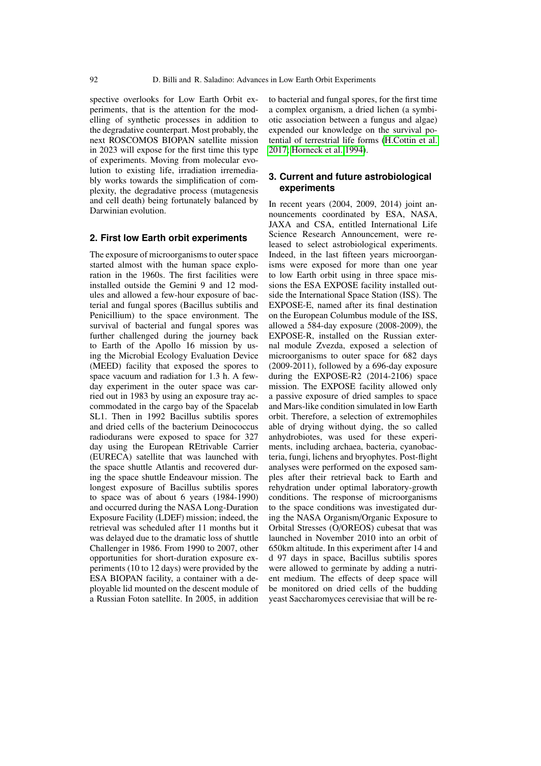spective overlooks for Low Earth Orbit experiments, that is the attention for the modelling of synthetic processes in addition to the degradative counterpart. Most probably, the next ROSCOMOS BIOPAN satellite mission in 2023 will expose for the first time this type of experiments. Moving from molecular evolution to existing life, irradiation irremediably works towards the simplification of complexity, the degradative process (mutagenesis and cell death) being fortunately balanced by Darwinian evolution.

## 2. First low Earth orbit experiments

The exposure of microorganisms to outer space started almost with the human space exploration in the 1960s. The first facilities were installed outside the Gemini 9 and 12 modules and allowed a few-hour exposure of bacterial and fungal spores (Bacillus subtilis and Penicillium) to the space environment. The survival of bacterial and fungal spores was further challenged during the journey back to Earth of the Apollo 16 mission by using the Microbial Ecology Evaluation Device (MEED) facility that exposed the spores to space vacuum and radiation for 1.3 h. A few-day experiment in the outer space was carried out in 1983 by using an exposure tray accommodated in the cargo bay of the Spacelab SL1. Then in 1992 Bacillus subtilis spores and dried cells of the bacterium Deinococcus radiodurans were exposed to space for 327 day using the European REtrivable Carrier (EURECA) satellite that was launched with the space shuttle Atlantis and recovered during the space shuttle Endeavour mission. The longest exposure of Bacillus subtilis spores to space was of about 6 years (1984-1990) and occurred during the NASA Long-Duration Exposure Facility (LDEF) mission; indeed, the retrieval was scheduled after 11 months but it was delayed due to the dramatic loss of shuttle Challenger in 1986. From 1990 to 2007, other opportunities for short-duration exposure experiments (10 to 12 days) were provided by the ESA BIOPAN facility, a container with a deployable lid mounted on the descent module of a Russian Foton satellite. In 2005, in addition to bacterial and fungal spores, for the first time a complex organism, a dried lichen (a symbiotic association between a fungus and algae) expended our knowledge on the survival potential of terrestrial life forms (H.Cottin et al. 2017; Horneck et al. 1994).

## 3. Current and future astrobiological experiments

In recent years (2004, 2009, 2014) joint announcements coordinated by ESA, NASA, JAXA and CSA, entitled International Life Science Research Announcement, were released to select astrobiological experiments. Indeed, in the last fifteen years microorganisms were exposed for more than one year to low Earth orbit using in three space missions the ESA EXPOSE facility installed outside the International Space Station (ISS). The EXPOSE-E, named after its final destination on the European Columbus module of the ISS, allowed a 584-day exposure (2008-2009), the EXPOSE-R, installed on the Russian external module Zvezda, exposed a selection of microorganisms to outer space for 682 days (2009-2011), followed by a 696-day exposure during the EXPOSE-R2 (2014-2106) space mission. The EXPOSE facility allowed only a passive exposure of dried samples to space and Mars-like condition simulated in low Earth orbit. Therefore, a selection of extremophiles able of drying without dying, the so called anhydrobiotes, was used for these experiments, including archaea, bacteria, cyanobacteria, fungi, lichens and bryophytes. Post-flight analyses were performed on the exposed samples after their retrieval back to Earth and rehydration under optimal laboratory-growth conditions. The response of microorganisms to the space conditions was investigated during the NASA Organism/Organic Exposure to Orbital Stresses (O/OREOS) cubesat that was launched in November 2010 into an orbit of 650km altitude. In this experiment after 14 and d 97 days in space, Bacillus subtilis spores were allowed to germinate by adding a nutrient medium. The effects of deep space will be monitored on dried cells of the budding yeast Saccharomyces cerevisiae that will be re-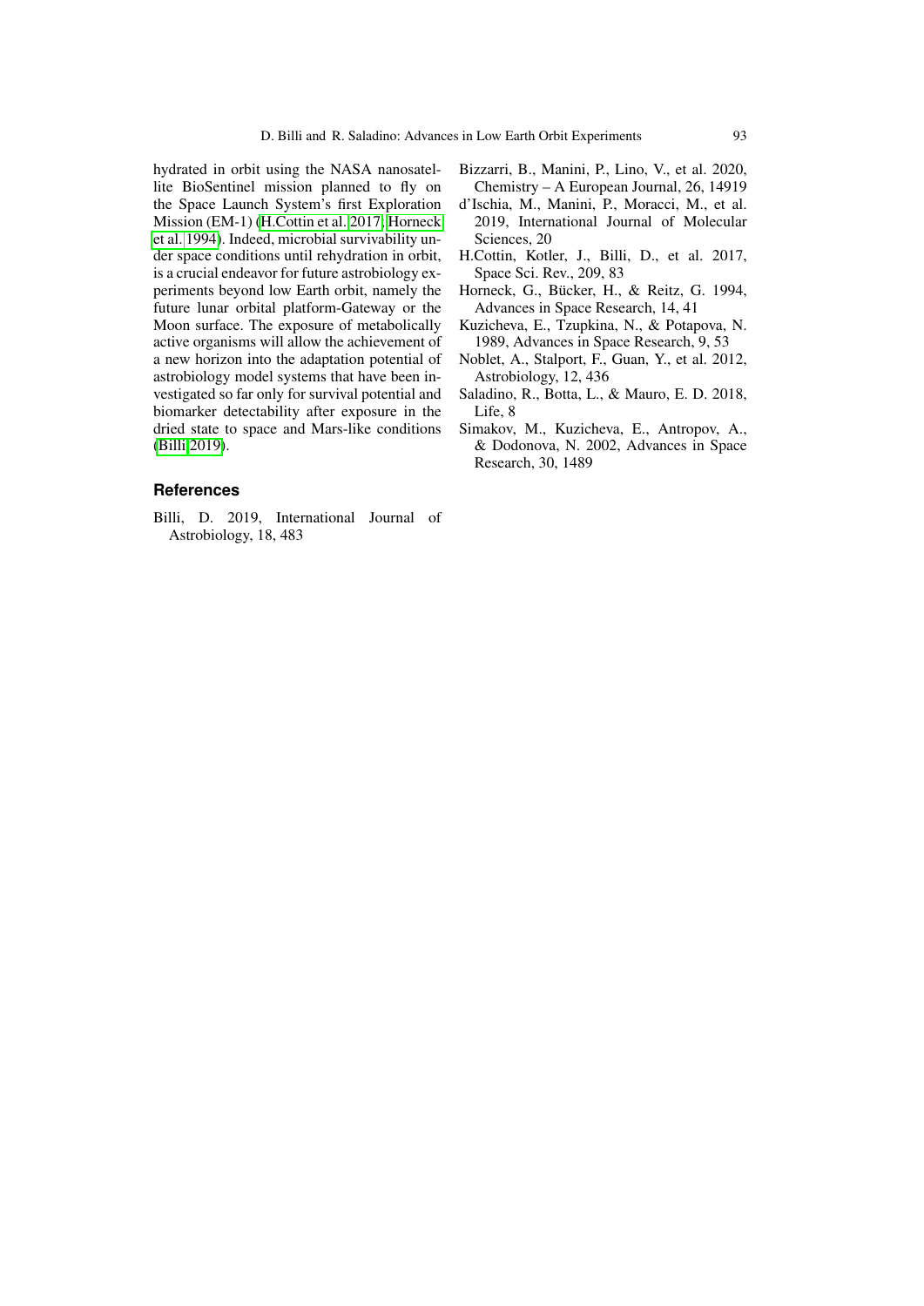hydrated in orbit using the NASA nanosatellite BioSentinel mission planned to fly on the Space Launch System's first Exploration Mission (EM-1) (H.Cottin et al. 2017; Horneck et al. 1994). Indeed, microbial survivability under space conditions until rehydration in orbit, is a crucial endeavor for future astrobiology experiments beyond low Earth orbit, namely the future lunar orbital platform-Gateway or the Moon surface. The exposure of metabolically active organisms will allow the achievement of a new horizon into the adaptation potential of astrobiology model systems that have been investigated so far only for survival potential and biomarker detectability after exposure in the dried state to space and Mars-like conditions (Billi 2019).

## References

Billi, D. 2019, International Journal of Astrobiology, 18, 483

Bizzarri, B., Manini, P., Lino, V., et al. 2020, Chemistry – A European Journal, 26, 14919

d'Ischia, M., Manini, P., Moracci, M., et al. 2019, International Journal of Molecular Sciences, 20

H.Cottin, Kotler, J., Billi, D., et al. 2017, Space Sci. Rev., 209, 83

Horneck, G., Bücker, H., & Reitz, G. 1994, Advances in Space Research, 14, 41

Kuzicheva, E., Tzupkina, N., & Potapova, N. 1989, Advances in Space Research, 9, 53

Noblet, A., Stalport, F., Guan, Y., et al. 2012, Astrobiology, 12, 436

Saladino, R., Botta, L., & Mauro, E. D. 2018, Life, 8

Simakov, M., Kuzicheva, E., Antropov, A., & Dodonova, N. 2002, Advances in Space Research, 30, 1489